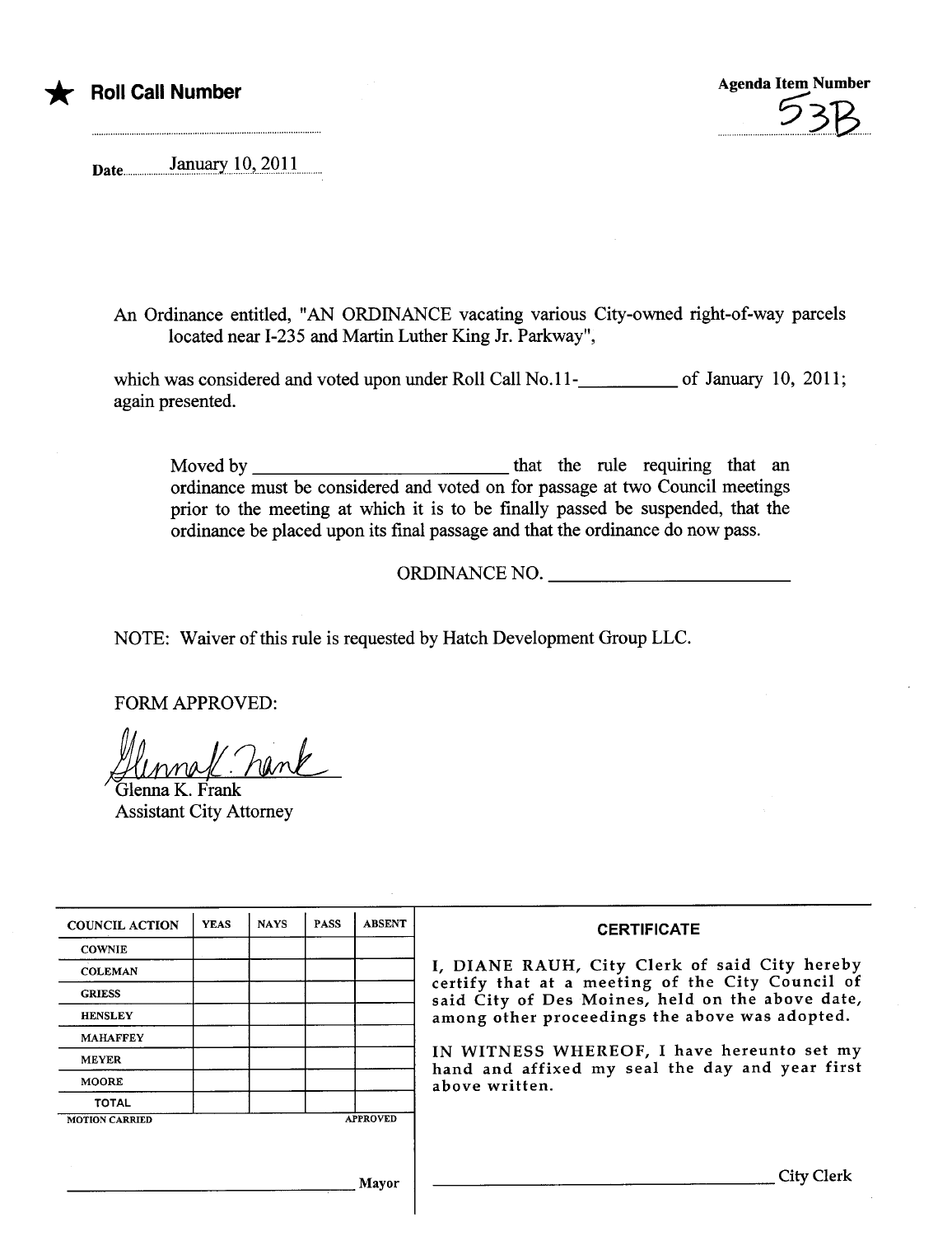★ **Roll Call Number**

**Agenda Item Number**
53B

Date January 10, 2011

An Ordinance entitled, "AN ORDINANCE vacating various City-owned right-of-way parcels located near I-235 and Martin Luther King Jr. Parkway",

which was considered and voted upon under Roll Call No.11-__________ of January 10, 2011; again presented.

Moved by __________________________ that the rule requiring that an ordinance must be considered and voted on for passage at two Council meetings prior to the meeting at which it is to be finally passed be suspended, that the ordinance be placed upon its final passage and that the ordinance do now pass.

ORDINANCE NO. ________________________

NOTE: Waiver of this rule is requested by Hatch Development Group LLC.

FORM APPROVED:

Glenna K. Frank
Assistant City Attorney

| COUNCIL ACTION | YEAS | NAYS | PASS | ABSENT |
|---|---|---|---|---|
| COWNIE | | | | |
| COLEMAN | | | | |
| GRIESS | | | | |
| HENSLEY | | | | |
| MAHAFFEY | | | | |
| MEYER | | | | |
| MOORE | | | | |
| TOTAL | | | | |

MOTION CARRIED APPROVED

______________________________ Mayor

**CERTIFICATE**

I, DIANE RAUH, City Clerk of said City hereby certify that at a meeting of the City Council of said City of Des Moines, held on the above date, among other proceedings the above was adopted.

IN WITNESS WHEREOF, I have hereunto set my hand and affixed my seal the day and year first above written.

______________________________ City Clerk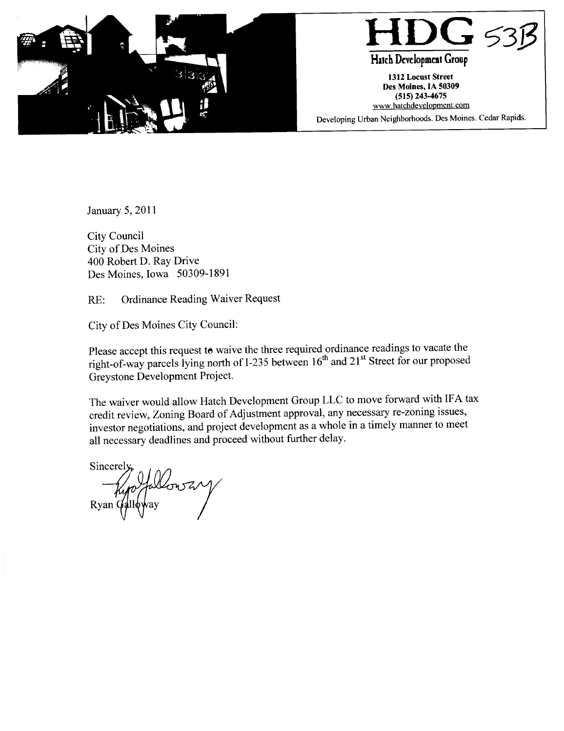**HDG** 53B

**Hatch Development Group**

**1312 Locust Street**
**Des Moines, IA 50309**
**(515) 243-4675**
www.hatchdevelopment.com

Developing Urban Neighborhoods. Des Moines. Cedar Rapids.

January 5, 2011

City Council
City of Des Moines
400 Robert D. Ray Drive
Des Moines, Iowa 50309-1891

RE: Ordinance Reading Waiver Request

City of Des Moines City Council:

Please accept this request to waive the three required ordinance readings to vacate the right-of-way parcels lying north of I-235 between 16th and 21st Street for our proposed Greystone Development Project.

The waiver would allow Hatch Development Group LLC to move forward with IFA tax credit review, Zoning Board of Adjustment approval, any necessary re-zoning issues, investor negotiations, and project development as a whole in a timely manner to meet all necessary deadlines and proceed without further delay.

Sincerely,

Ryan Galloway